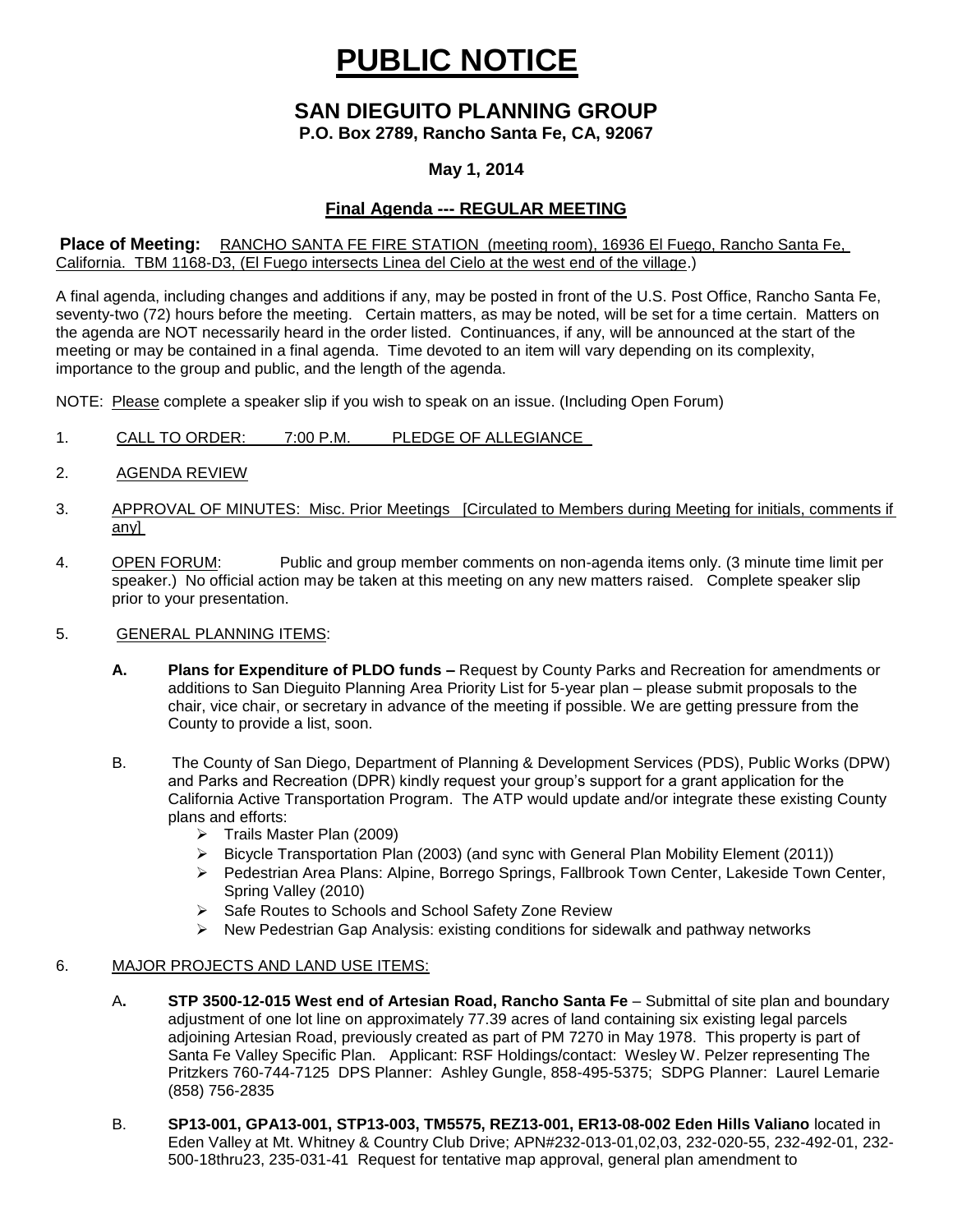# PUBLIC NOTICE

## SAN DIEGUITO PLANNING GROUP

**P.O. Box 2789, Rancho Santa Fe, CA, 92067**

**May 1, 2014**

### Final Agenda --- REGULAR MEETING

**Place of Meeting:** RANCHO SANTA FE FIRE STATION (meeting room), 16936 El Fuego, Rancho Santa Fe, California. TBM 1168-D3, (El Fuego intersects Linea del Cielo at the west end of the village.)

A final agenda, including changes and additions if any, may be posted in front of the U.S. Post Office, Rancho Santa Fe, seventy-two (72) hours before the meeting. Certain matters, as may be noted, will be set for a time certain. Matters on the agenda are NOT necessarily heard in the order listed. Continuances, if any, will be announced at the start of the meeting or may be contained in a final agenda. Time devoted to an item will vary depending on its complexity, importance to the group and public, and the length of the agenda.

NOTE: Please complete a speaker slip if you wish to speak on an issue. (Including Open Forum)

1. CALL TO ORDER: 7:00 P.M. PLEDGE OF ALLEGIANCE

2. AGENDA REVIEW

3. APPROVAL OF MINUTES: Misc. Prior Meetings [Circulated to Members during Meeting for initials, comments if any]

4. OPEN FORUM: Public and group member comments on non-agenda items only. (3 minute time limit per speaker.) No official action may be taken at this meeting on any new matters raised. Complete speaker slip prior to your presentation.

5. GENERAL PLANNING ITEMS:

   **A. Plans for Expenditure of PLDO funds –** Request by County Parks and Recreation for amendments or additions to San Dieguito Planning Area Priority List for 5-year plan – please submit proposals to the chair, vice chair, or secretary in advance of the meeting if possible. We are getting pressure from the County to provide a list, soon.

   B. The County of San Diego, Department of Planning & Development Services (PDS), Public Works (DPW) and Parks and Recreation (DPR) kindly request your group's support for a grant application for the California Active Transportation Program. The ATP would update and/or integrate these existing County plans and efforts:
      - Trails Master Plan (2009)
      - Bicycle Transportation Plan (2003) (and sync with General Plan Mobility Element (2011))
      - Pedestrian Area Plans: Alpine, Borrego Springs, Fallbrook Town Center, Lakeside Town Center, Spring Valley (2010)
      - Safe Routes to Schools and School Safety Zone Review
      - New Pedestrian Gap Analysis: existing conditions for sidewalk and pathway networks

6. MAJOR PROJECTS AND LAND USE ITEMS:

   A**. STP 3500-12-015 West end of Artesian Road, Rancho Santa Fe** – Submittal of site plan and boundary adjustment of one lot line on approximately 77.39 acres of land containing six existing legal parcels adjoining Artesian Road, previously created as part of PM 7270 in May 1978. This property is part of Santa Fe Valley Specific Plan. Applicant: RSF Holdings/contact: Wesley W. Pelzer representing The Pritzkers 760-744-7125 DPS Planner: Ashley Gungle, 858-495-5375; SDPG Planner: Laurel Lemarie (858) 756-2835

   B. **SP13-001, GPA13-001, STP13-003, TM5575, REZ13-001, ER13-08-002 Eden Hills Valiano** located in Eden Valley at Mt. Whitney & Country Club Drive; APN#232-013-01,02,03, 232-020-55, 232-492-01, 232-500-18thru23, 235-031-41 Request for tentative map approval, general plan amendment to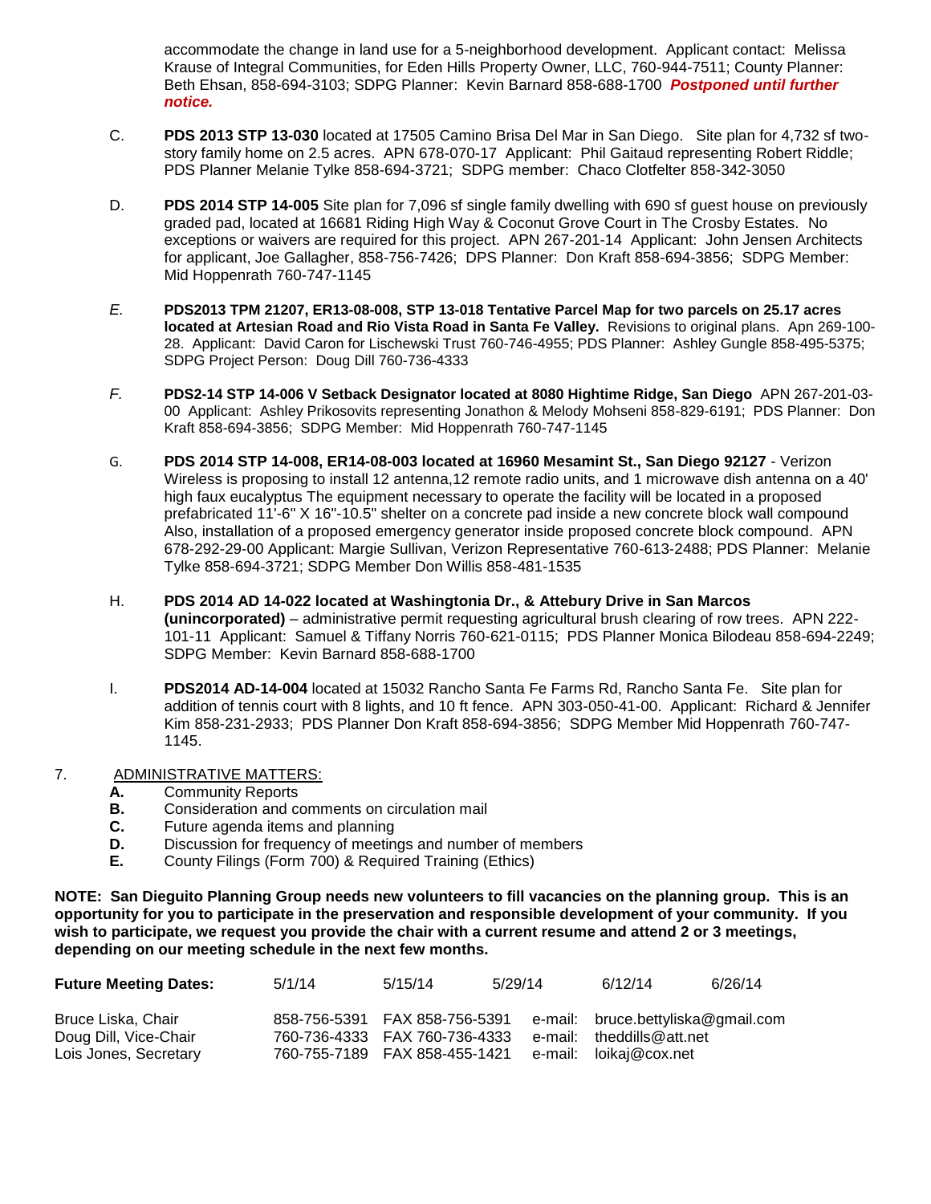accommodate the change in land use for a 5-neighborhood development. Applicant contact: Melissa Krause of Integral Communities, for Eden Hills Property Owner, LLC, 760-944-7511; County Planner: Beth Ehsan, 858-694-3103; SDPG Planner: Kevin Barnard 858-688-1700 ***Postponed until further notice.***

C. **PDS 2013 STP 13-030** located at 17505 Camino Brisa Del Mar in San Diego. Site plan for 4,732 sf two-story family home on 2.5 acres. APN 678-070-17 Applicant: Phil Gaitaud representing Robert Riddle; PDS Planner Melanie Tylke 858-694-3721; SDPG member: Chaco Clotfelter 858-342-3050

D. **PDS 2014 STP 14-005** Site plan for 7,096 sf single family dwelling with 690 sf guest house on previously graded pad, located at 16681 Riding High Way & Coconut Grove Court in The Crosby Estates. No exceptions or waivers are required for this project. APN 267-201-14 Applicant: John Jensen Architects for applicant, Joe Gallagher, 858-756-7426; DPS Planner: Don Kraft 858-694-3856; SDPG Member: Mid Hoppenrath 760-747-1145

*E.* **PDS2013 TPM 21207, ER13-08-008, STP 13-018 Tentative Parcel Map for two parcels on 25.17 acres located at Artesian Road and Rio Vista Road in Santa Fe Valley.** Revisions to original plans. Apn 269-100-28. Applicant: David Caron for Lischewski Trust 760-746-4955; PDS Planner: Ashley Gungle 858-495-5375; SDPG Project Person: Doug Dill 760-736-4333

*F.* **PDS2-14 STP 14-006 V Setback Designator located at 8080 Hightime Ridge, San Diego** APN 267-201-03-00 Applicant: Ashley Prikosovits representing Jonathon & Melody Mohseni 858-829-6191; PDS Planner: Don Kraft 858-694-3856; SDPG Member: Mid Hoppenrath 760-747-1145

G. **PDS 2014 STP 14-008, ER14-08-003 located at 16960 Mesamint St., San Diego 92127** - Verizon Wireless is proposing to install 12 antenna,12 remote radio units, and 1 microwave dish antenna on a 40' high faux eucalyptus The equipment necessary to operate the facility will be located in a proposed prefabricated 11'-6" X 16"-10.5" shelter on a concrete pad inside a new concrete block wall compound Also, installation of a proposed emergency generator inside proposed concrete block compound. APN 678-292-29-00 Applicant: Margie Sullivan, Verizon Representative 760-613-2488; PDS Planner: Melanie Tylke 858-694-3721; SDPG Member Don Willis 858-481-1535

H. **PDS 2014 AD 14-022 located at Washingtonia Dr., & Attebury Drive in San Marcos (unincorporated)** – administrative permit requesting agricultural brush clearing of row trees. APN 222-101-11 Applicant: Samuel & Tiffany Norris 760-621-0115; PDS Planner Monica Bilodeau 858-694-2249; SDPG Member: Kevin Barnard 858-688-1700

I. **PDS2014 AD-14-004** located at 15032 Rancho Santa Fe Farms Rd, Rancho Santa Fe. Site plan for addition of tennis court with 8 lights, and 10 ft fence. APN 303-050-41-00. Applicant: Richard & Jennifer Kim 858-231-2933; PDS Planner Don Kraft 858-694-3856; SDPG Member Mid Hoppenrath 760-747-1145.

7. ADMINISTRATIVE MATTERS:
   **A.** Community Reports
   **B.** Consideration and comments on circulation mail
   **C.** Future agenda items and planning
   **D.** Discussion for frequency of meetings and number of members
   **E.** County Filings (Form 700) & Required Training (Ethics)

**NOTE: San Dieguito Planning Group needs new volunteers to fill vacancies on the planning group. This is an opportunity for you to participate in the preservation and responsible development of your community. If you wish to participate, we request you provide the chair with a current resume and attend 2 or 3 meetings, depending on our meeting schedule in the next few months.**

**Future Meeting Dates:** 5/1/14 5/15/14 5/29/14 6/12/14 6/26/14

| | | | |
|---|---|---|---|
| Bruce Liska, Chair | 858-756-5391 | FAX 858-756-5391 | e-mail: bruce.bettyliska@gmail.com |
| Doug Dill, Vice-Chair | 760-736-4333 | FAX 760-736-4333 | e-mail: theddills@att.net |
| Lois Jones, Secretary | 760-755-7189 | FAX 858-455-1421 | e-mail: loikaj@cox.net |